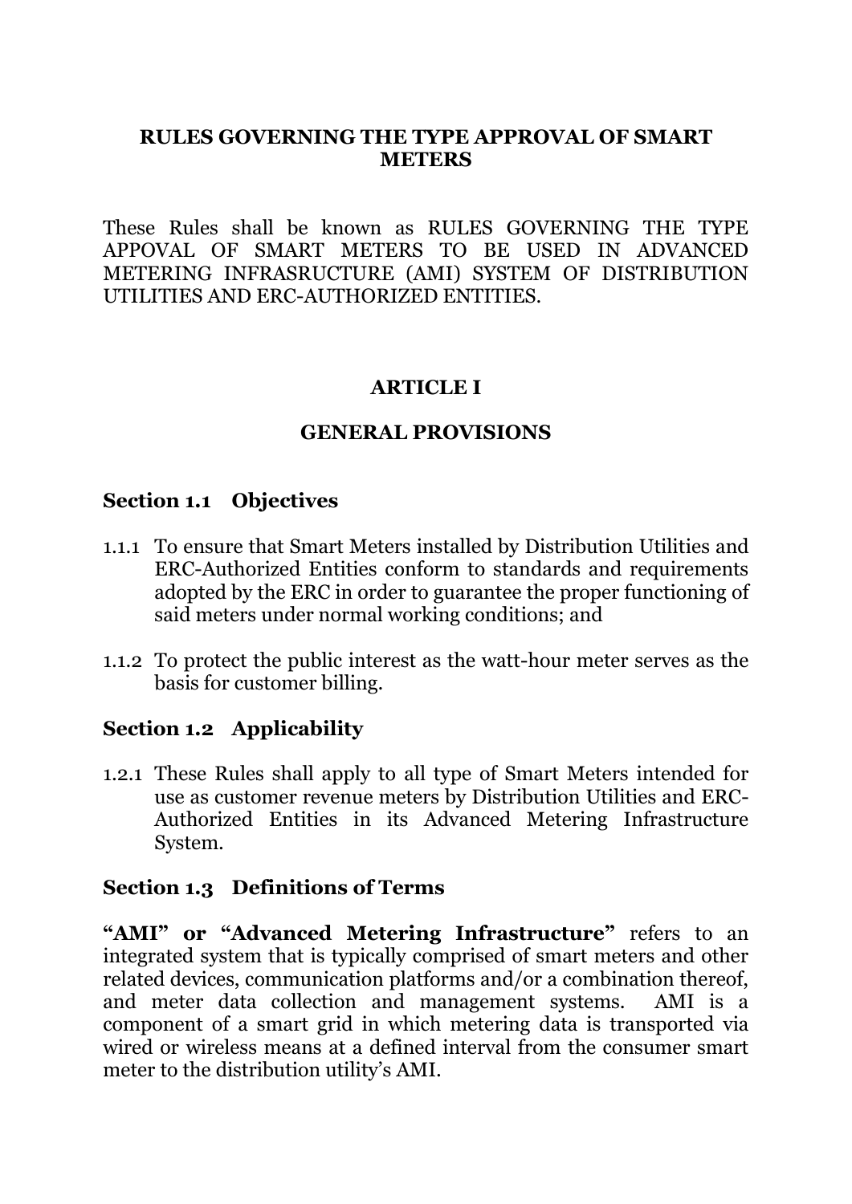# RULES GOVERNING THE TYPE APPROVAL OF SMART METERS

These Rules shall be known as RULES GOVERNING THE TYPE APPOVAL OF SMART METERS TO BE USED IN ADVANCED METERING INFRASRUCTURE (AMI) SYSTEM OF DISTRIBUTION UTILITIES AND ERC-AUTHORIZED ENTITIES.

## ARTICLE I

## GENERAL PROVISIONS

### Section 1.1 Objectives

1.1.1 To ensure that Smart Meters installed by Distribution Utilities and ERC-Authorized Entities conform to standards and requirements adopted by the ERC in order to guarantee the proper functioning of said meters under normal working conditions; and

1.1.2 To protect the public interest as the watt-hour meter serves as the basis for customer billing.

### Section 1.2 Applicability

1.2.1 These Rules shall apply to all type of Smart Meters intended for use as customer revenue meters by Distribution Utilities and ERC-Authorized Entities in its Advanced Metering Infrastructure System.

### Section 1.3 Definitions of Terms

**"AMI" or "Advanced Metering Infrastructure"** refers to an integrated system that is typically comprised of smart meters and other related devices, communication platforms and/or a combination thereof, and meter data collection and management systems. AMI is a component of a smart grid in which metering data is transported via wired or wireless means at a defined interval from the consumer smart meter to the distribution utility's AMI.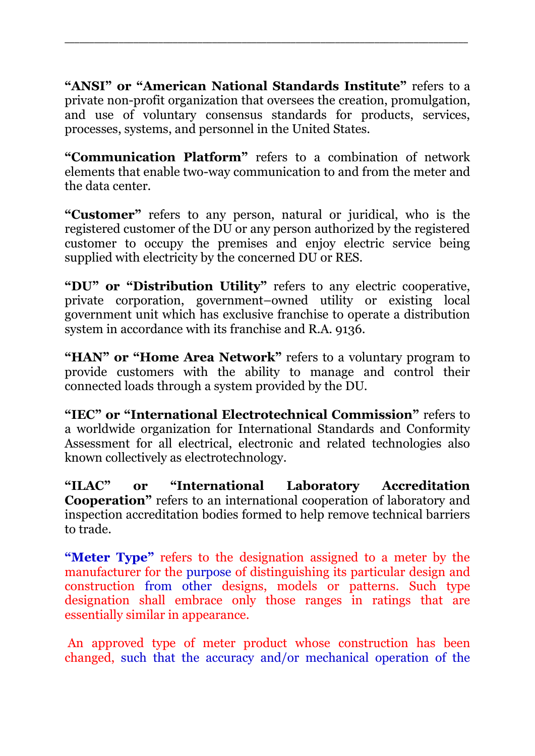**"ANSI" or "American National Standards Institute"** refers to a private non-profit organization that oversees the creation, promulgation, and use of voluntary consensus standards for products, services, processes, systems, and personnel in the United States.

**"Communication Platform"** refers to a combination of network elements that enable two-way communication to and from the meter and the data center.

**"Customer"** refers to any person, natural or juridical, who is the registered customer of the DU or any person authorized by the registered customer to occupy the premises and enjoy electric service being supplied with electricity by the concerned DU or RES.

**"DU" or "Distribution Utility"** refers to any electric cooperative, private corporation, government–owned utility or existing local government unit which has exclusive franchise to operate a distribution system in accordance with its franchise and R.A. 9136.

**"HAN" or "Home Area Network"** refers to a voluntary program to provide customers with the ability to manage and control their connected loads through a system provided by the DU.

**"IEC" or "International Electrotechnical Commission"** refers to a worldwide organization for International Standards and Conformity Assessment for all electrical, electronic and related technologies also known collectively as electrotechnology.

**"ILAC" or "International Laboratory Accreditation Cooperation"** refers to an international cooperation of laboratory and inspection accreditation bodies formed to help remove technical barriers to trade.

**"Meter Type"** refers to the designation assigned to a meter by the manufacturer for the purpose of distinguishing its particular design and construction from other designs, models or patterns. Such type designation shall embrace only those ranges in ratings that are essentially similar in appearance.

An approved type of meter product whose construction has been changed, such that the accuracy and/or mechanical operation of the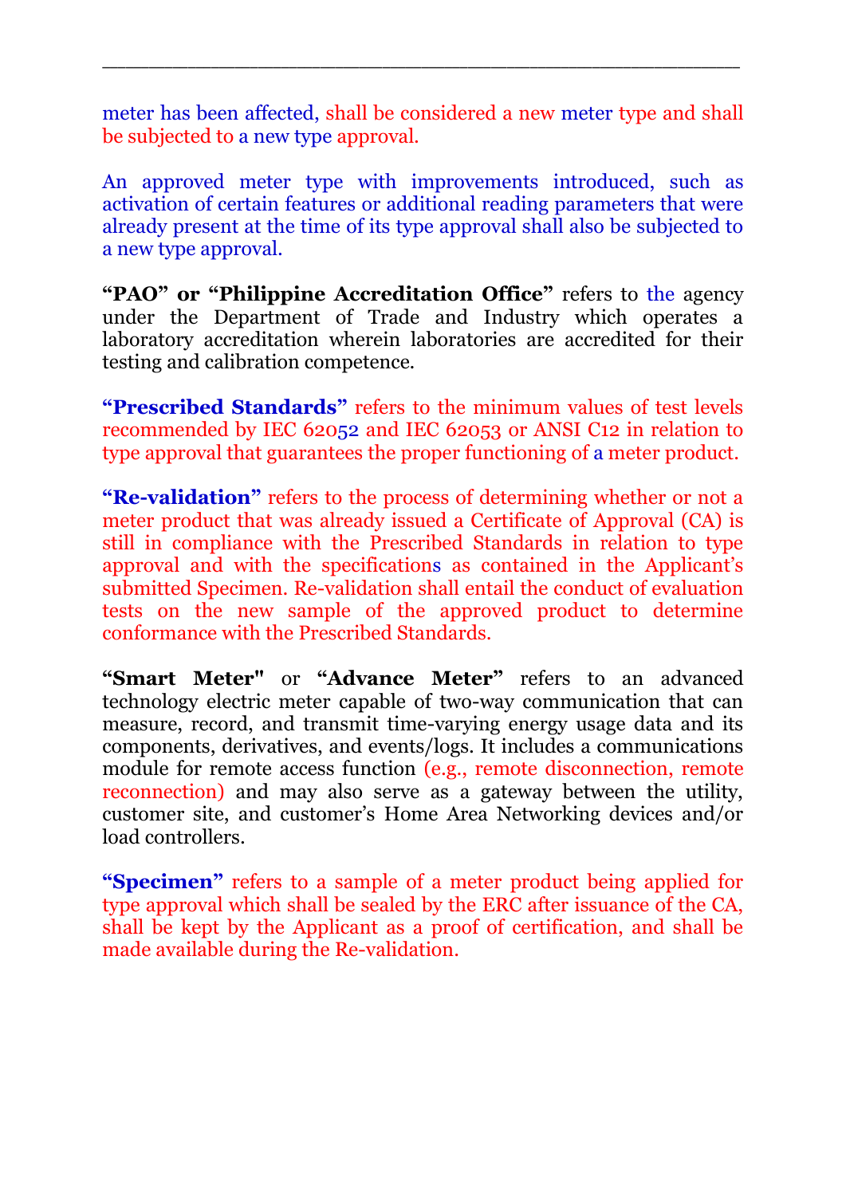meter has been affected, shall be considered a new meter type and shall be subjected to a new type approval.

An approved meter type with improvements introduced, such as activation of certain features or additional reading parameters that were already present at the time of its type approval shall also be subjected to a new type approval.

**"PAO" or "Philippine Accreditation Office"** refers to the agency under the Department of Trade and Industry which operates a laboratory accreditation wherein laboratories are accredited for their testing and calibration competence.

**"Prescribed Standards"** refers to the minimum values of test levels recommended by IEC 62052 and IEC 62053 or ANSI C12 in relation to type approval that guarantees the proper functioning of a meter product.

**"Re-validation"** refers to the process of determining whether or not a meter product that was already issued a Certificate of Approval (CA) is still in compliance with the Prescribed Standards in relation to type approval and with the specifications as contained in the Applicant's submitted Specimen. Re-validation shall entail the conduct of evaluation tests on the new sample of the approved product to determine conformance with the Prescribed Standards.

**"Smart Meter"** or **"Advance Meter"** refers to an advanced technology electric meter capable of two-way communication that can measure, record, and transmit time-varying energy usage data and its components, derivatives, and events/logs. It includes a communications module for remote access function (e.g., remote disconnection, remote reconnection) and may also serve as a gateway between the utility, customer site, and customer's Home Area Networking devices and/or load controllers.

**"Specimen"** refers to a sample of a meter product being applied for type approval which shall be sealed by the ERC after issuance of the CA, shall be kept by the Applicant as a proof of certification, and shall be made available during the Re-validation.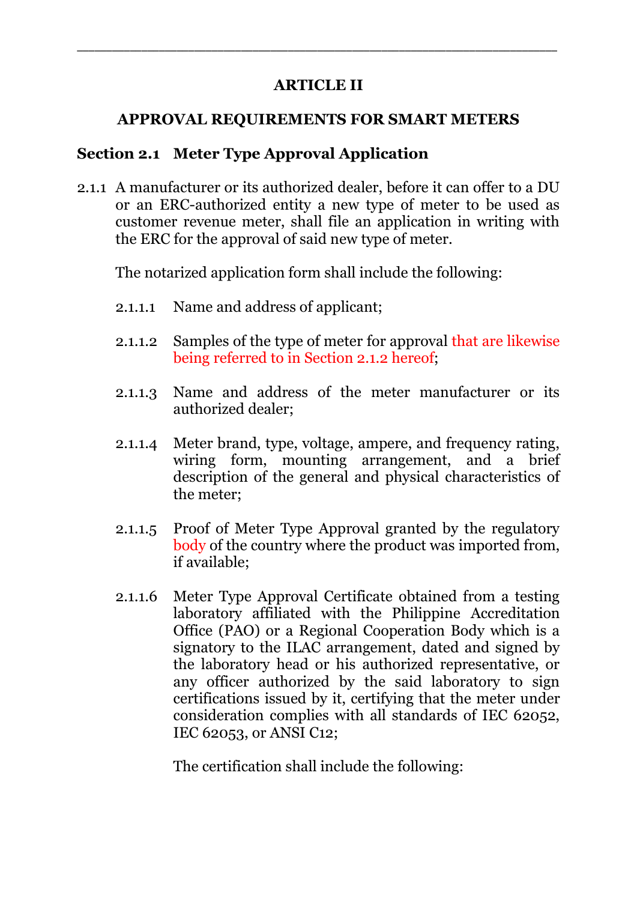## ARTICLE II

## APPROVAL REQUIREMENTS FOR SMART METERS

### Section 2.1 Meter Type Approval Application

2.1.1 A manufacturer or its authorized dealer, before it can offer to a DU or an ERC-authorized entity a new type of meter to be used as customer revenue meter, shall file an application in writing with the ERC for the approval of said new type of meter.

The notarized application form shall include the following:

2.1.1.1 Name and address of applicant;

2.1.1.2 Samples of the type of meter for approval that are likewise being referred to in Section 2.1.2 hereof;

2.1.1.3 Name and address of the meter manufacturer or its authorized dealer;

2.1.1.4 Meter brand, type, voltage, ampere, and frequency rating, wiring form, mounting arrangement, and a brief description of the general and physical characteristics of the meter;

2.1.1.5 Proof of Meter Type Approval granted by the regulatory body of the country where the product was imported from, if available;

2.1.1.6 Meter Type Approval Certificate obtained from a testing laboratory affiliated with the Philippine Accreditation Office (PAO) or a Regional Cooperation Body which is a signatory to the ILAC arrangement, dated and signed by the laboratory head or his authorized representative, or any officer authorized by the said laboratory to sign certifications issued by it, certifying that the meter under consideration complies with all standards of IEC 62052, IEC 62053, or ANSI C12;

The certification shall include the following: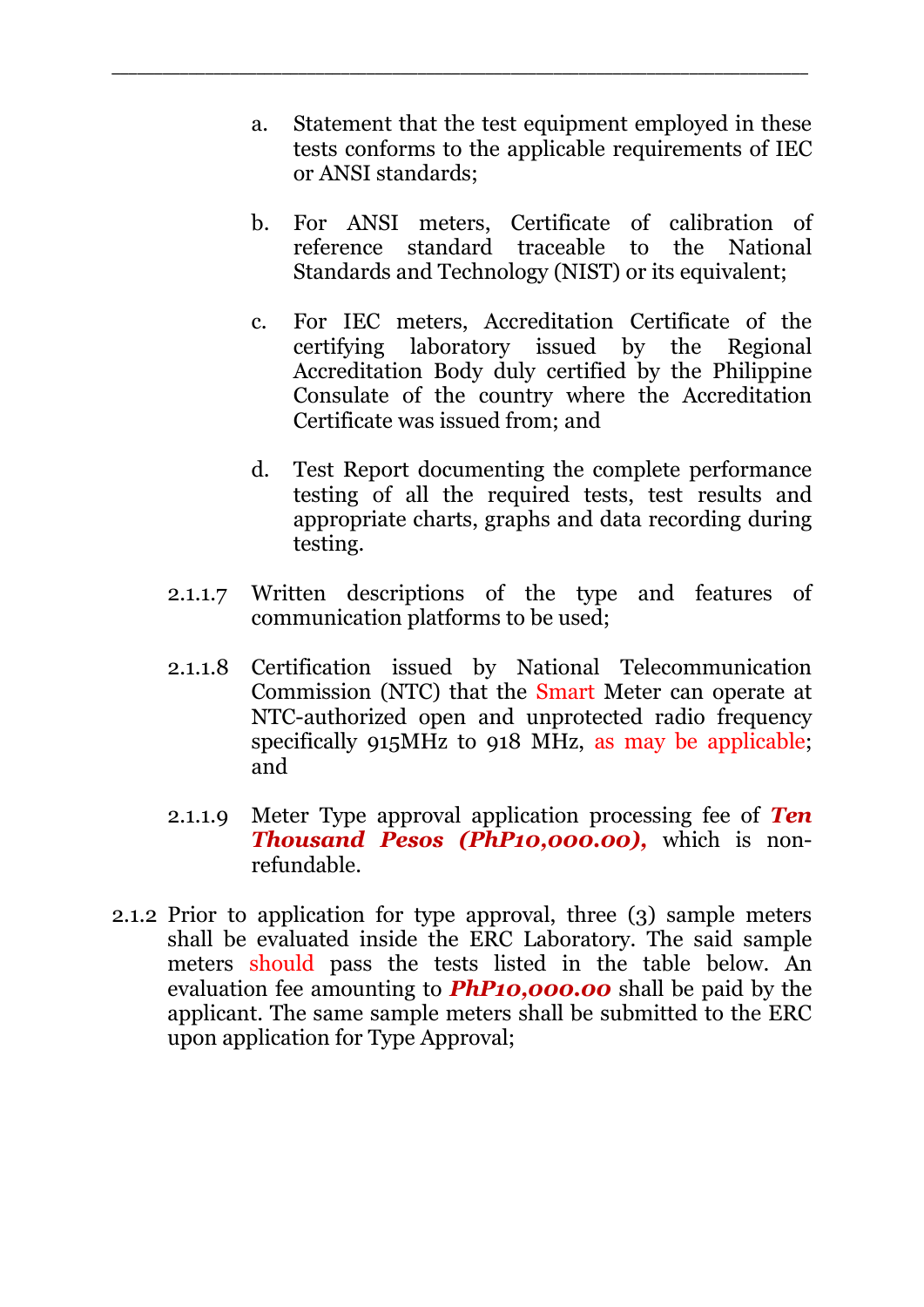a. Statement that the test equipment employed in these tests conforms to the applicable requirements of IEC or ANSI standards;

b. For ANSI meters, Certificate of calibration of reference standard traceable to the National Standards and Technology (NIST) or its equivalent;

c. For IEC meters, Accreditation Certificate of the certifying laboratory issued by the Regional Accreditation Body duly certified by the Philippine Consulate of the country where the Accreditation Certificate was issued from; and

d. Test Report documenting the complete performance testing of all the required tests, test results and appropriate charts, graphs and data recording during testing.

2.1.1.7 Written descriptions of the type and features of communication platforms to be used;

2.1.1.8 Certification issued by National Telecommunication Commission (NTC) that the Smart Meter can operate at NTC-authorized open and unprotected radio frequency specifically 915MHz to 918 MHz, as may be applicable; and

2.1.1.9 Meter Type approval application processing fee of ***Ten Thousand Pesos (PhP10,000.00),*** which is non-refundable.

2.1.2 Prior to application for type approval, three (3) sample meters shall be evaluated inside the ERC Laboratory. The said sample meters should pass the tests listed in the table below. An evaluation fee amounting to ***PhP10,000.00*** shall be paid by the applicant. The same sample meters shall be submitted to the ERC upon application for Type Approval;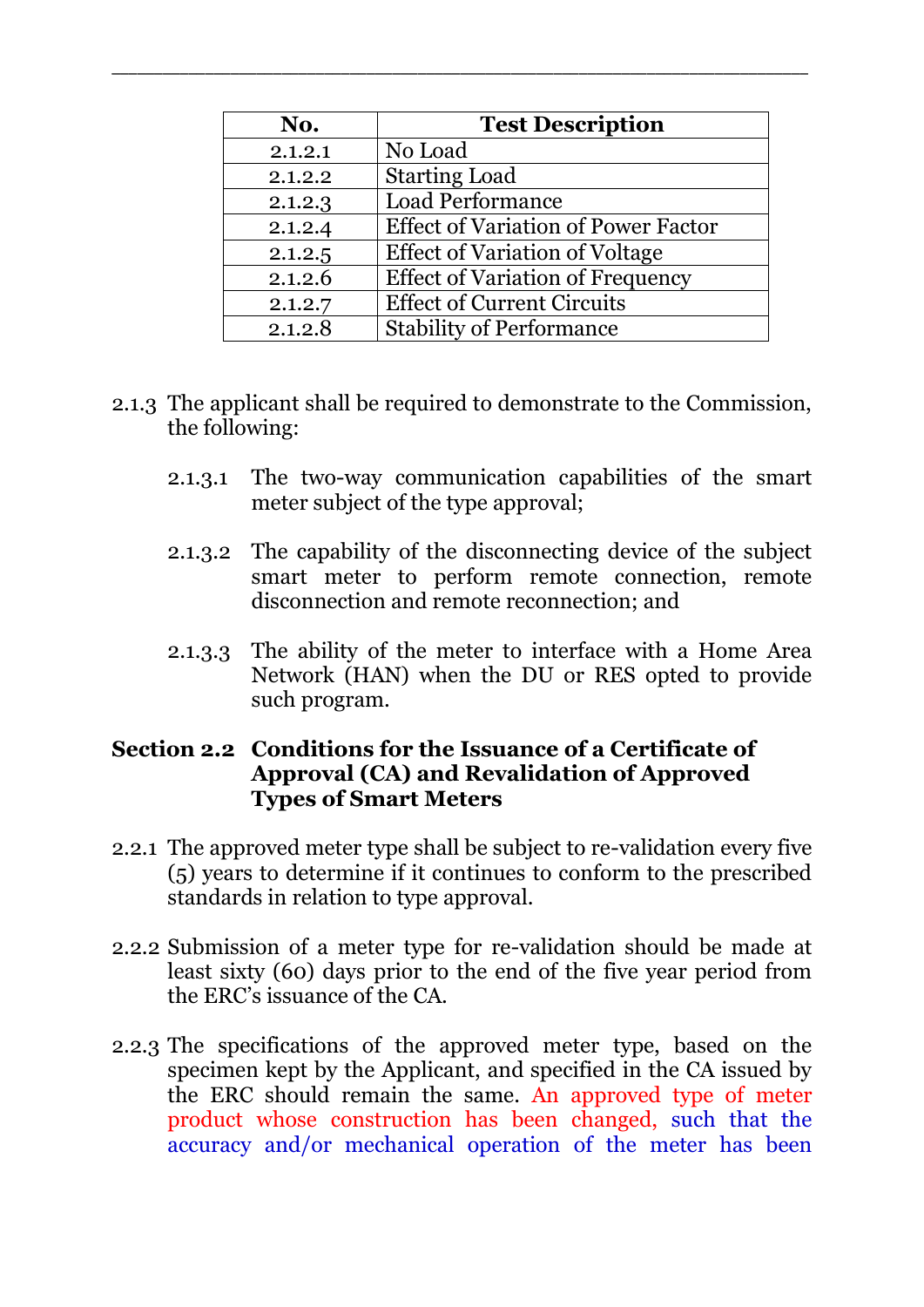| No. | Test Description |
|---|---|
| 2.1.2.1 | No Load |
| 2.1.2.2 | Starting Load |
| 2.1.2.3 | Load Performance |
| 2.1.2.4 | Effect of Variation of Power Factor |
| 2.1.2.5 | Effect of Variation of Voltage |
| 2.1.2.6 | Effect of Variation of Frequency |
| 2.1.2.7 | Effect of Current Circuits |
| 2.1.2.8 | Stability of Performance |

2.1.3 The applicant shall be required to demonstrate to the Commission, the following:

2.1.3.1 The two-way communication capabilities of the smart meter subject of the type approval;

2.1.3.2 The capability of the disconnecting device of the subject smart meter to perform remote connection, remote disconnection and remote reconnection; and

2.1.3.3 The ability of the meter to interface with a Home Area Network (HAN) when the DU or RES opted to provide such program.

**Section 2.2 Conditions for the Issuance of a Certificate of Approval (CA) and Revalidation of Approved Types of Smart Meters**

2.2.1 The approved meter type shall be subject to re-validation every five (5) years to determine if it continues to conform to the prescribed standards in relation to type approval.

2.2.2 Submission of a meter type for re-validation should be made at least sixty (60) days prior to the end of the five year period from the ERC's issuance of the CA.

2.2.3 The specifications of the approved meter type, based on the specimen kept by the Applicant, and specified in the CA issued by the ERC should remain the same. An approved type of meter product whose construction has been changed, such that the accuracy and/or mechanical operation of the meter has been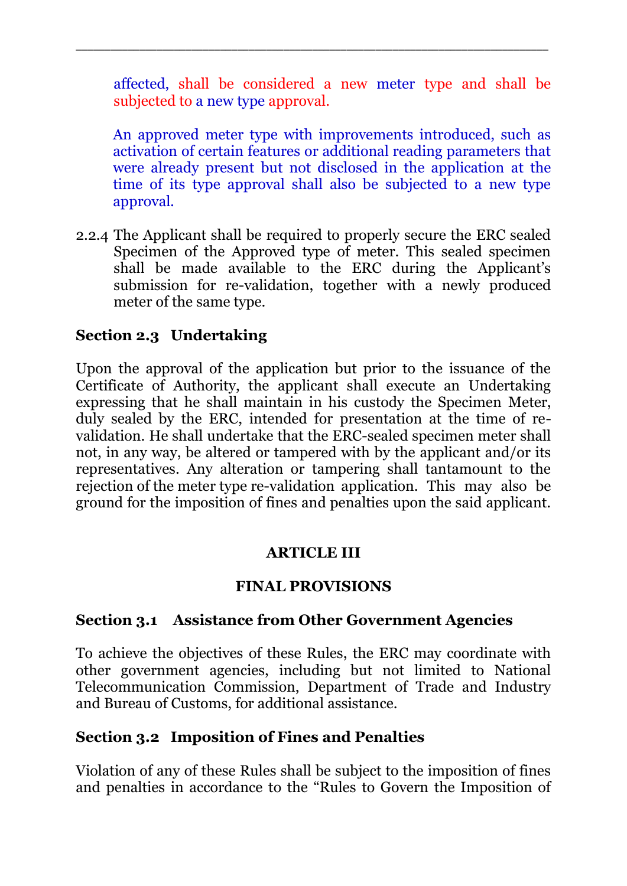affected, shall be considered a new meter type and shall be subjected to a new type approval.

An approved meter type with improvements introduced, such as activation of certain features or additional reading parameters that were already present but not disclosed in the application at the time of its type approval shall also be subjected to a new type approval.

2.2.4 The Applicant shall be required to properly secure the ERC sealed Specimen of the Approved type of meter. This sealed specimen shall be made available to the ERC during the Applicant's submission for re-validation, together with a newly produced meter of the same type.

**Section 2.3 Undertaking**

Upon the approval of the application but prior to the issuance of the Certificate of Authority, the applicant shall execute an Undertaking expressing that he shall maintain in his custody the Specimen Meter, duly sealed by the ERC, intended for presentation at the time of re-validation. He shall undertake that the ERC-sealed specimen meter shall not, in any way, be altered or tampered with by the applicant and/or its representatives. Any alteration or tampering shall tantamount to the rejection of the meter type re-validation application. This may also be ground for the imposition of fines and penalties upon the said applicant.

## ARTICLE III

## FINAL PROVISIONS

**Section 3.1 Assistance from Other Government Agencies**

To achieve the objectives of these Rules, the ERC may coordinate with other government agencies, including but not limited to National Telecommunication Commission, Department of Trade and Industry and Bureau of Customs, for additional assistance.

**Section 3.2 Imposition of Fines and Penalties**

Violation of any of these Rules shall be subject to the imposition of fines and penalties in accordance to the "Rules to Govern the Imposition of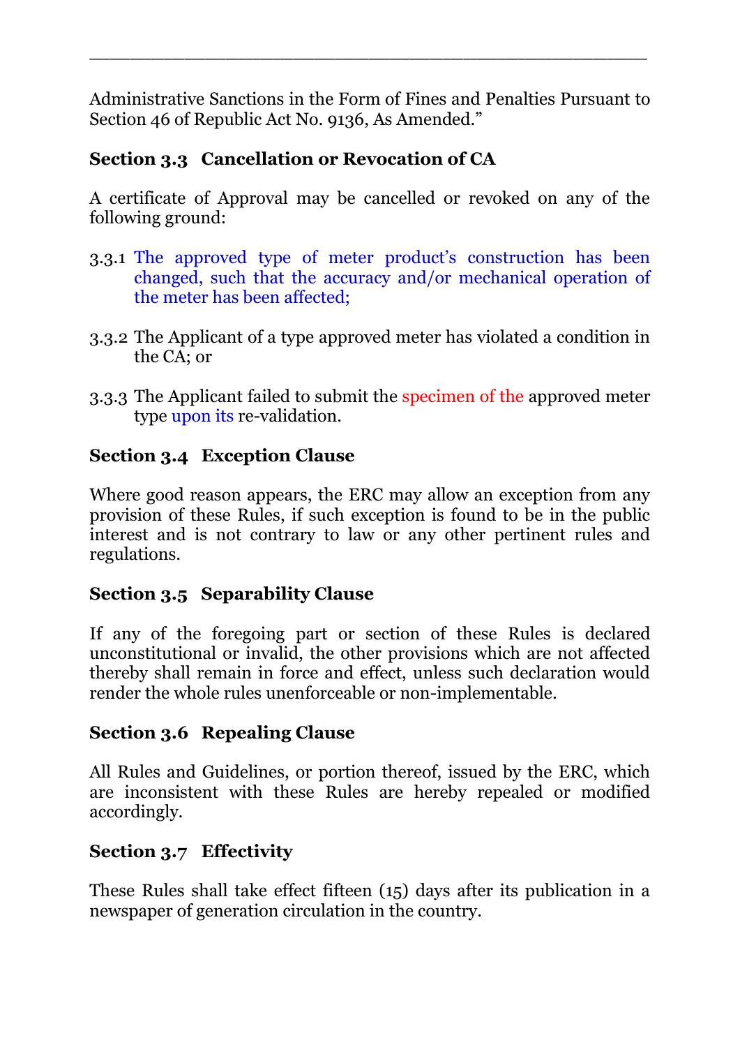Administrative Sanctions in the Form of Fines and Penalties Pursuant to Section 46 of Republic Act No. 9136, As Amended."

### Section 3.3 Cancellation or Revocation of CA

A certificate of Approval may be cancelled or revoked on any of the following ground:

3.3.1 The approved type of meter product's construction has been changed, such that the accuracy and/or mechanical operation of the meter has been affected;

3.3.2 The Applicant of a type approved meter has violated a condition in the CA; or

3.3.3 The Applicant failed to submit the specimen of the approved meter type upon its re-validation.

### Section 3.4 Exception Clause

Where good reason appears, the ERC may allow an exception from any provision of these Rules, if such exception is found to be in the public interest and is not contrary to law or any other pertinent rules and regulations.

### Section 3.5 Separability Clause

If any of the foregoing part or section of these Rules is declared unconstitutional or invalid, the other provisions which are not affected thereby shall remain in force and effect, unless such declaration would render the whole rules unenforceable or non-implementable.

### Section 3.6 Repealing Clause

All Rules and Guidelines, or portion thereof, issued by the ERC, which are inconsistent with these Rules are hereby repealed or modified accordingly.

### Section 3.7 Effectivity

These Rules shall take effect fifteen (15) days after its publication in a newspaper of generation circulation in the country.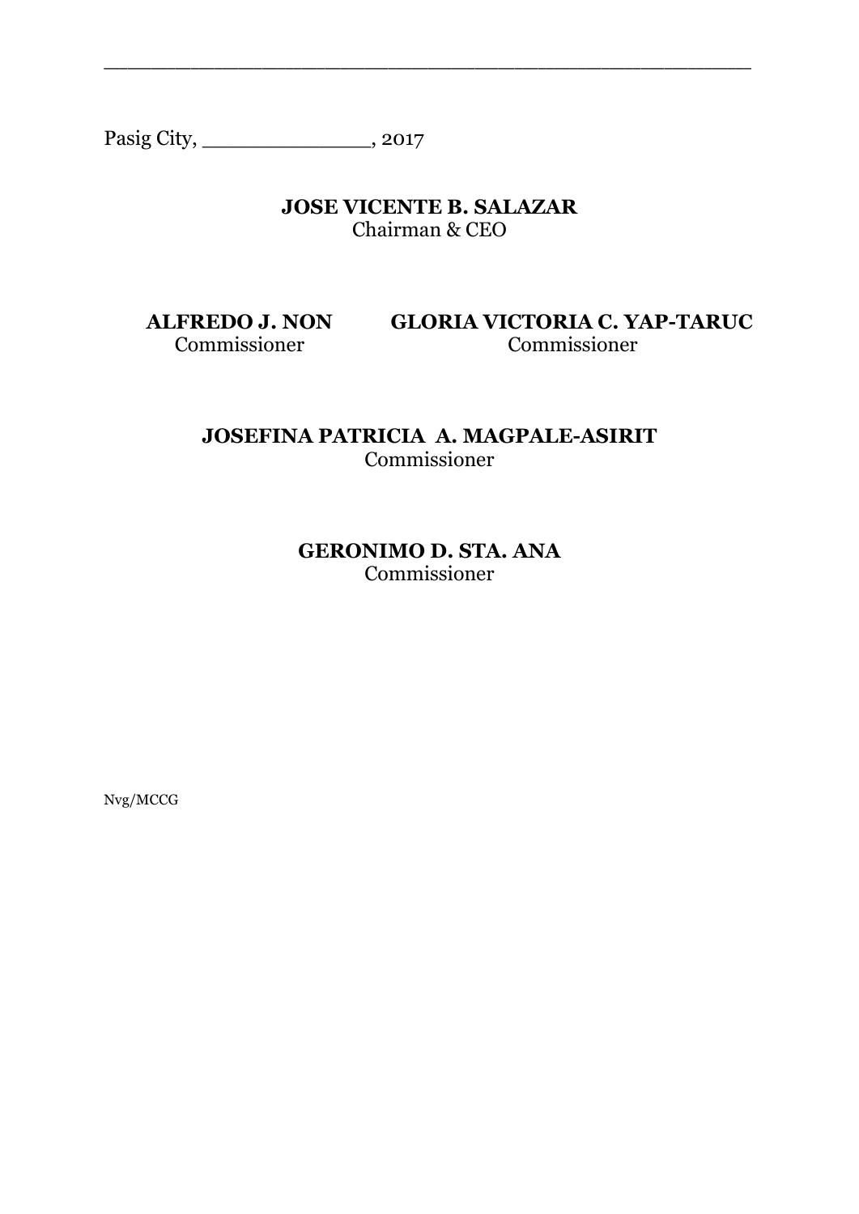______________________________________________

Pasig City, _____________, 2017

**JOSE VICENTE B. SALAZAR**
Chairman & CEO

**ALFREDO J. NON**
Commissioner

**GLORIA VICTORIA C. YAP-TARUC**
Commissioner

**JOSEFINA PATRICIA A. MAGPALE-ASIRIT**
Commissioner

**GERONIMO D. STA. ANA**
Commissioner

Nvg/MCCG